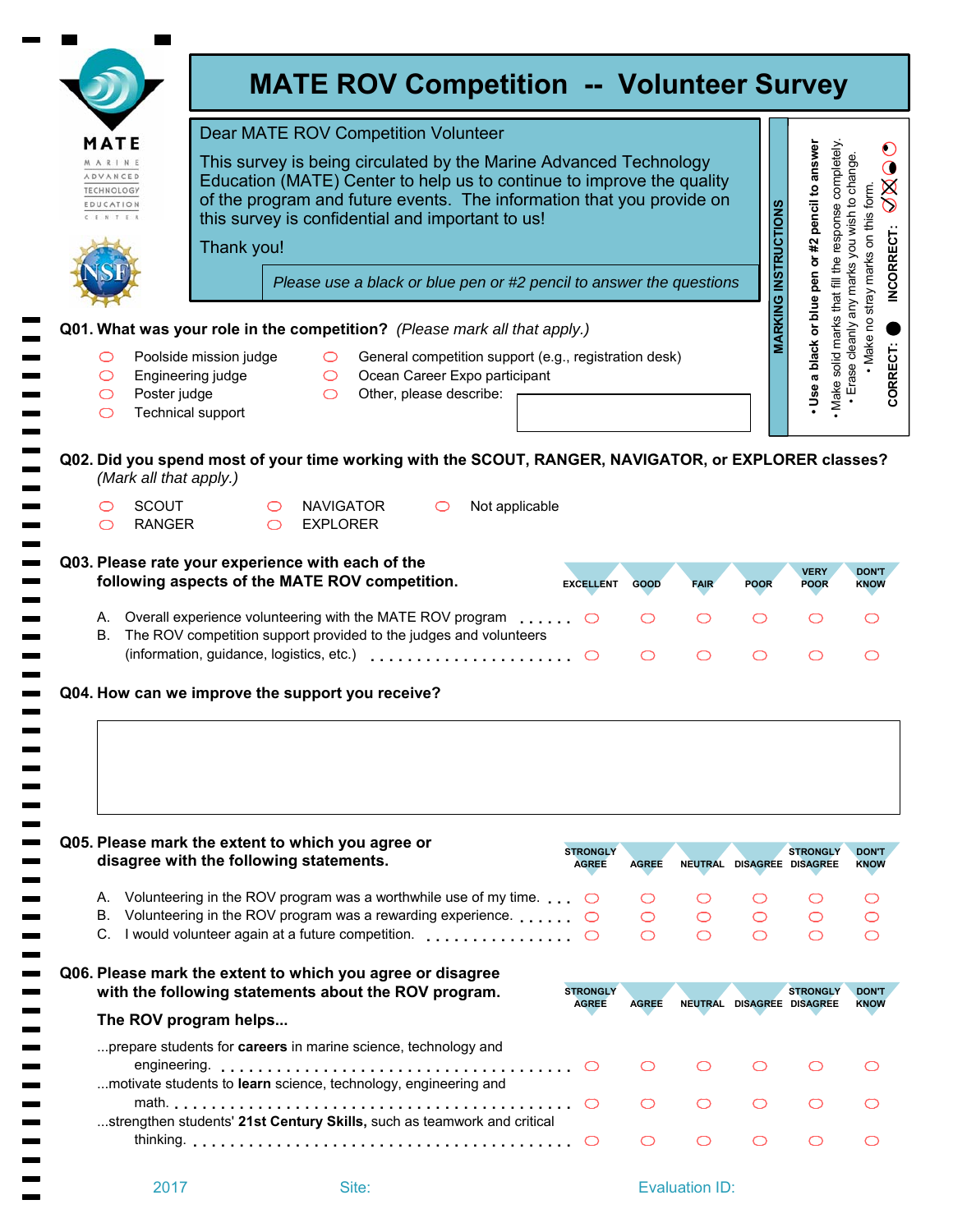# MATE ROV Competition -- Volunteer Survey

MATE
MARINE ADVANCED TECHNOLOGY EDUCATION CENTER

Dear MATE ROV Competition Volunteer

This survey is being circulated by the Marine Advanced Technology Education (MATE) Center to help us to continue to improve the quality of the program and future events. The information that you provide on this survey is confidential and important to us!

Thank you!

*Please use a black or blue pen or #2 pencil to answer the questions*

**MARKING INSTRUCTIONS**

- **Use a black or blue pen or #2 pencil to answer**
- Make solid marks that fill the response completely.
- Erase cleanly any marks you wish to change.
- Make no stray marks on this form.

**CORRECT:** ● **INCORRECT:** ✓ ✗ ◐ ○

**Q01. What was your role in the competition?** *(Please mark all that apply.)*

- ○ Poolside mission judge
- ○ Engineering judge
- ○ Poster judge
- ○ Technical support
- ○ General competition support (e.g., registration desk)
- ○ Ocean Career Expo participant
- ○ Other, please describe: ____________

**Q02. Did you spend most of your time working with the SCOUT, RANGER, NAVIGATOR, or EXPLORER classes?** *(Mark all that apply.)*

- ○ SCOUT
- ○ RANGER
- ○ NAVIGATOR
- ○ EXPLORER
- ○ Not applicable

**Q03. Please rate your experience with each of the following aspects of the MATE ROV competition.**

| | EXCELLENT | GOOD | FAIR | POOR | VERY POOR | DON'T KNOW |
|---|---|---|---|---|---|---|
| A. Overall experience volunteering with the MATE ROV program | ○ | ○ | ○ | ○ | ○ | ○ |
| B. The ROV competition support provided to the judges and volunteers (information, guidance, logistics, etc.) | ○ | ○ | ○ | ○ | ○ | ○ |

**Q04. How can we improve the support you receive?**

____________

**Q05. Please mark the extent to which you agree or disagree with the following statements.**

| | STRONGLY AGREE | AGREE | NEUTRAL | DISAGREE | STRONGLY DISAGREE | DON'T KNOW |
|---|---|---|---|---|---|---|
| A. Volunteering in the ROV program was a worthwhile use of my time. | ○ | ○ | ○ | ○ | ○ | ○ |
| B. Volunteering in the ROV program was a rewarding experience. | ○ | ○ | ○ | ○ | ○ | ○ |
| C. I would volunteer again at a future competition. | ○ | ○ | ○ | ○ | ○ | ○ |

**Q06. Please mark the extent to which you agree or disagree with the following statements about the ROV program.**

**The ROV program helps...**

| | STRONGLY AGREE | AGREE | NEUTRAL | DISAGREE | STRONGLY DISAGREE | DON'T KNOW |
|---|---|---|---|---|---|---|
| ...prepare students for **careers** in marine science, technology and engineering. | ○ | ○ | ○ | ○ | ○ | ○ |
| ...motivate students to **learn** science, technology, engineering and math. | ○ | ○ | ○ | ○ | ○ | ○ |
| ...strengthen students' **21st Century Skills,** such as teamwork and critical thinking. | ○ | ○ | ○ | ○ | ○ | ○ |

2017 Site: Evaluation ID: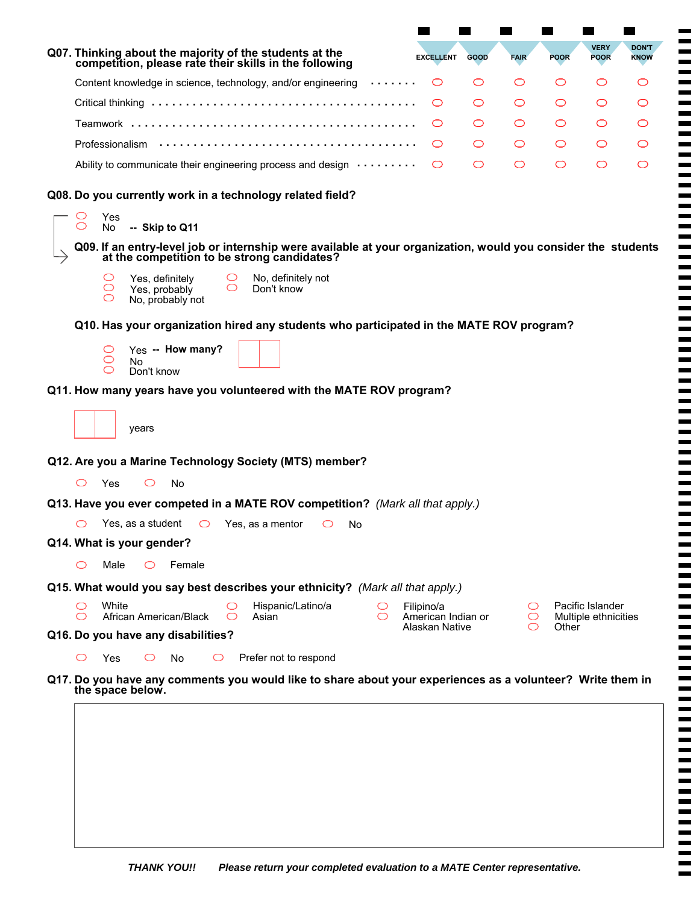**Q07. Thinking about the majority of the students at the competition, please rate their skills in the following**

| | EXCELLENT | GOOD | FAIR | POOR | VERY POOR | DON'T KNOW |
|---|---|---|---|---|---|---|
| Content knowledge in science, technology, and/or engineering | ○ | ○ | ○ | ○ | ○ | ○ |
| Critical thinking | ○ | ○ | ○ | ○ | ○ | ○ |
| Teamwork | ○ | ○ | ○ | ○ | ○ | ○ |
| Professionalism | ○ | ○ | ○ | ○ | ○ | ○ |
| Ability to communicate their engineering process and design | ○ | ○ | ○ | ○ | ○ | ○ |

**Q08. Do you currently work in a technology related field?**

○ Yes
○ No **-- Skip to Q11**

**Q09. If an entry-level job or internship were available at your organization, would you consider the students at the competition to be strong candidates?**

○ Yes, definitely
○ Yes, probably
○ No, probably not
○ No, definitely not
○ Don't know

**Q10. Has your organization hired any students who participated in the MATE ROV program?**

○ Yes **-- How many?** [ ][ ]
○ No
○ Don't know

**Q11. How many years have you volunteered with the MATE ROV program?**

[ ][ ] years

**Q12. Are you a Marine Technology Society (MTS) member?**

○ Yes ○ No

**Q13. Have you ever competed in a MATE ROV competition?** *(Mark all that apply.)*

○ Yes, as a student ○ Yes, as a mentor ○ No

**Q14. What is your gender?**

○ Male ○ Female

**Q15. What would you say best describes your ethnicity?** *(Mark all that apply.)*

○ White
○ African American/Black
○ Hispanic/Latino/a
○ Asian
○ Filipino/a
○ American Indian or Alaskan Native
○ Pacific Islander
○ Multiple ethnicities
○ Other

**Q16. Do you have any disabilities?**

○ Yes ○ No ○ Prefer not to respond

**Q17. Do you have any comments you would like to share about your experiences as a volunteer? Write them in the space below.**

*THANK YOU!!* *Please return your completed evaluation to a MATE Center representative.*